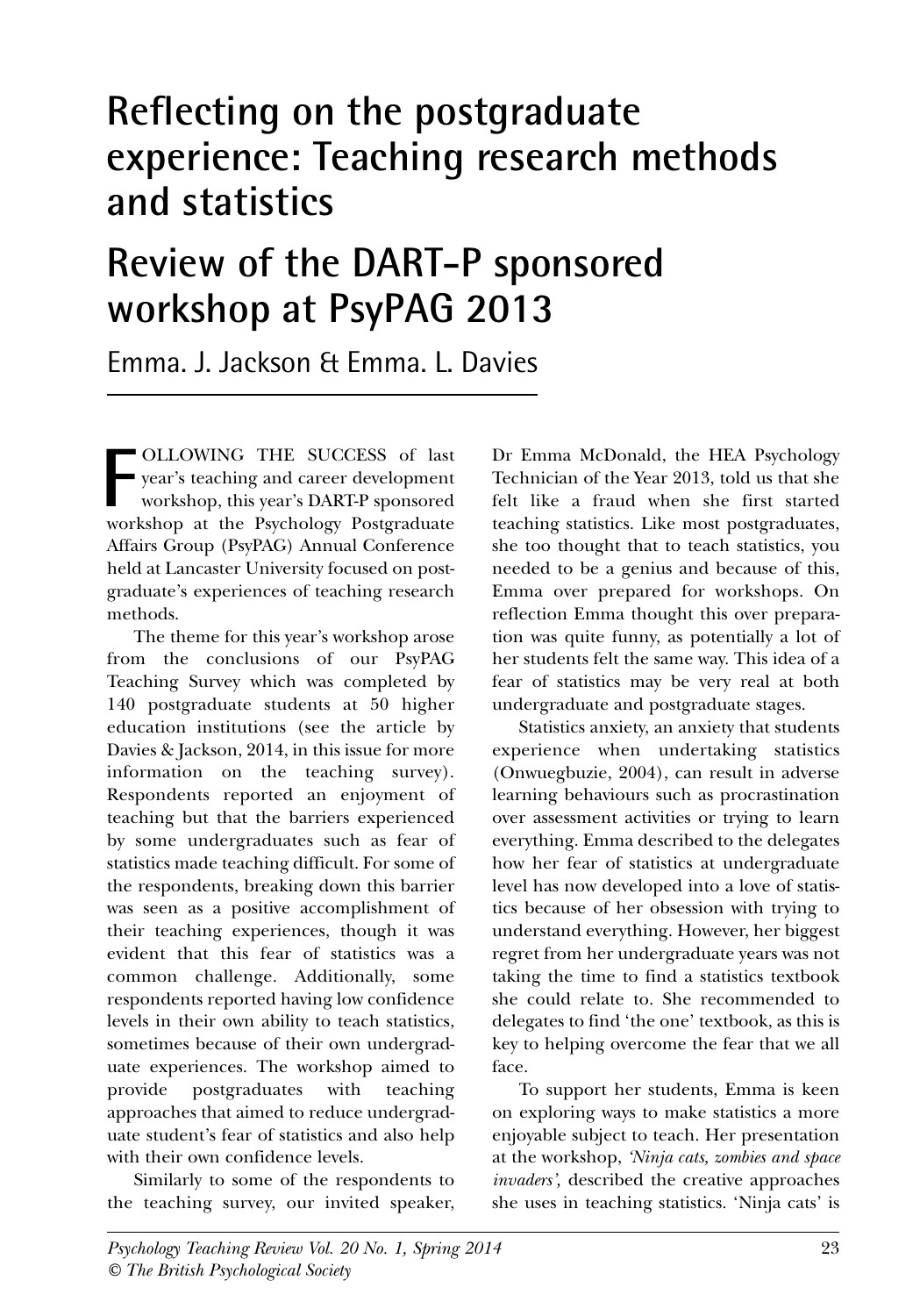# Reflecting on the postgraduate experience: Teaching research methods and statistics

# Review of the DART-P sponsored workshop at PsyPAG 2013

Emma. J. Jackson & Emma. L. Davies

FOLLOWING THE SUCCESS of last year's teaching and career development workshop, this year's DART-P sponsored workshop at the Psychology Postgraduate Affairs Group (PsyPAG) Annual Conference held at Lancaster University focused on postgraduate's experiences of teaching research methods.

The theme for this year's workshop arose from the conclusions of our PsyPAG Teaching Survey which was completed by 140 postgraduate students at 50 higher education institutions (see the article by Davies & Jackson, 2014, in this issue for more information on the teaching survey). Respondents reported an enjoyment of teaching but that the barriers experienced by some undergraduates such as fear of statistics made teaching difficult. For some of the respondents, breaking down this barrier was seen as a positive accomplishment of their teaching experiences, though it was evident that this fear of statistics was a common challenge. Additionally, some respondents reported having low confidence levels in their own ability to teach statistics, sometimes because of their own undergraduate experiences. The workshop aimed to provide postgraduates with teaching approaches that aimed to reduce undergraduate student's fear of statistics and also help with their own confidence levels.

Similarly to some of the respondents to the teaching survey, our invited speaker, Dr Emma McDonald, the HEA Psychology Technician of the Year 2013, told us that she felt like a fraud when she first started teaching statistics. Like most postgraduates, she too thought that to teach statistics, you needed to be a genius and because of this, Emma over prepared for workshops. On reflection Emma thought this over preparation was quite funny, as potentially a lot of her students felt the same way. This idea of a fear of statistics may be very real at both undergraduate and postgraduate stages.

Statistics anxiety, an anxiety that students experience when undertaking statistics (Onwuegbuzie, 2004), can result in adverse learning behaviours such as procrastination over assessment activities or trying to learn everything. Emma described to the delegates how her fear of statistics at undergraduate level has now developed into a love of statistics because of her obsession with trying to understand everything. However, her biggest regret from her undergraduate years was not taking the time to find a statistics textbook she could relate to. She recommended to delegates to find 'the one' textbook, as this is key to helping overcome the fear that we all face.

To support her students, Emma is keen on exploring ways to make statistics a more enjoyable subject to teach. Her presentation at the workshop, *'Ninja cats, zombies and space invaders',* described the creative approaches she uses in teaching statistics. 'Ninja cats' is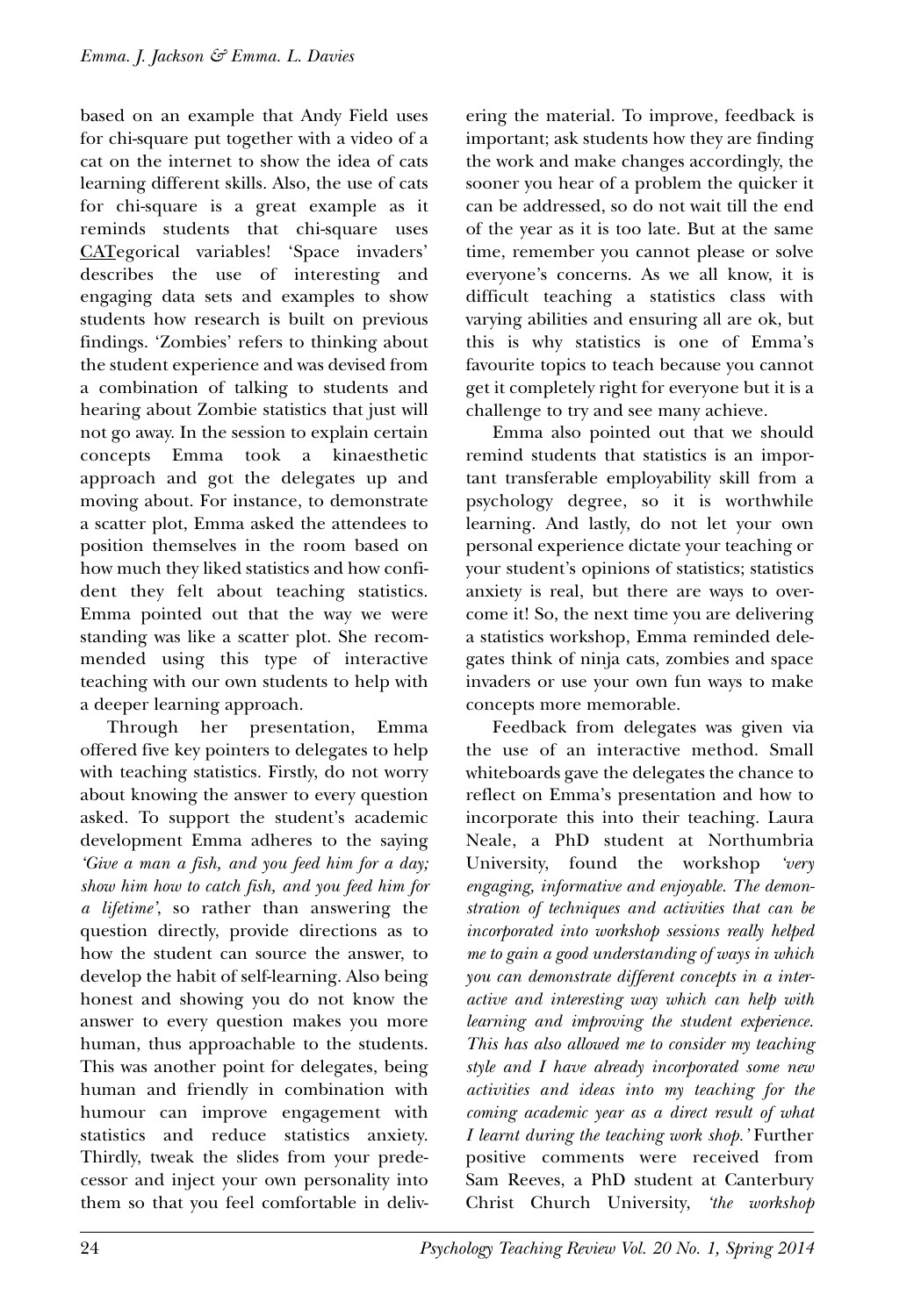based on an example that Andy Field uses for chi-square put together with a video of a cat on the internet to show the idea of cats learning different skills. Also, the use of cats for chi-square is a great example as it reminds students that chi-square uses <u>CAT</u>egorical variables! 'Space invaders' describes the use of interesting and engaging data sets and examples to show students how research is built on previous findings. 'Zombies' refers to thinking about the student experience and was devised from a combination of talking to students and hearing about Zombie statistics that just will not go away. In the session to explain certain concepts Emma took a kinaesthetic approach and got the delegates up and moving about. For instance, to demonstrate a scatter plot, Emma asked the attendees to position themselves in the room based on how much they liked statistics and how confident they felt about teaching statistics. Emma pointed out that the way we were standing was like a scatter plot. She recommended using this type of interactive teaching with our own students to help with a deeper learning approach.

Through her presentation, Emma offered five key pointers to delegates to help with teaching statistics. Firstly, do not worry about knowing the answer to every question asked. To support the student's academic development Emma adheres to the saying *'Give a man a fish, and you feed him for a day; show him how to catch fish, and you feed him for a lifetime'*, so rather than answering the question directly, provide directions as to how the student can source the answer, to develop the habit of self-learning. Also being honest and showing you do not know the answer to every question makes you more human, thus approachable to the students. This was another point for delegates, being human and friendly in combination with humour can improve engagement with statistics and reduce statistics anxiety. Thirdly, tweak the slides from your predecessor and inject your own personality into them so that you feel comfortable in delivering the material. To improve, feedback is important; ask students how they are finding the work and make changes accordingly, the sooner you hear of a problem the quicker it can be addressed, so do not wait till the end of the year as it is too late. But at the same time, remember you cannot please or solve everyone's concerns. As we all know, it is difficult teaching a statistics class with varying abilities and ensuring all are ok, but this is why statistics is one of Emma's favourite topics to teach because you cannot get it completely right for everyone but it is a challenge to try and see many achieve.

Emma also pointed out that we should remind students that statistics is an important transferable employability skill from a psychology degree, so it is worthwhile learning. And lastly, do not let your own personal experience dictate your teaching or your student's opinions of statistics; statistics anxiety is real, but there are ways to overcome it! So, the next time you are delivering a statistics workshop, Emma reminded delegates think of ninja cats, zombies and space invaders or use your own fun ways to make concepts more memorable.

Feedback from delegates was given via the use of an interactive method. Small whiteboards gave the delegates the chance to reflect on Emma's presentation and how to incorporate this into their teaching. Laura Neale, a PhD student at Northumbria University, found the workshop *'very engaging, informative and enjoyable. The demonstration of techniques and activities that can be incorporated into workshop sessions really helped me to gain a good understanding of ways in which you can demonstrate different concepts in a interactive and interesting way which can help with learning and improving the student experience. This has also allowed me to consider my teaching style and I have already incorporated some new activities and ideas into my teaching for the coming academic year as a direct result of what I learnt during the teaching work shop.'* Further positive comments were received from Sam Reeves, a PhD student at Canterbury Christ Church University, *'the workshop*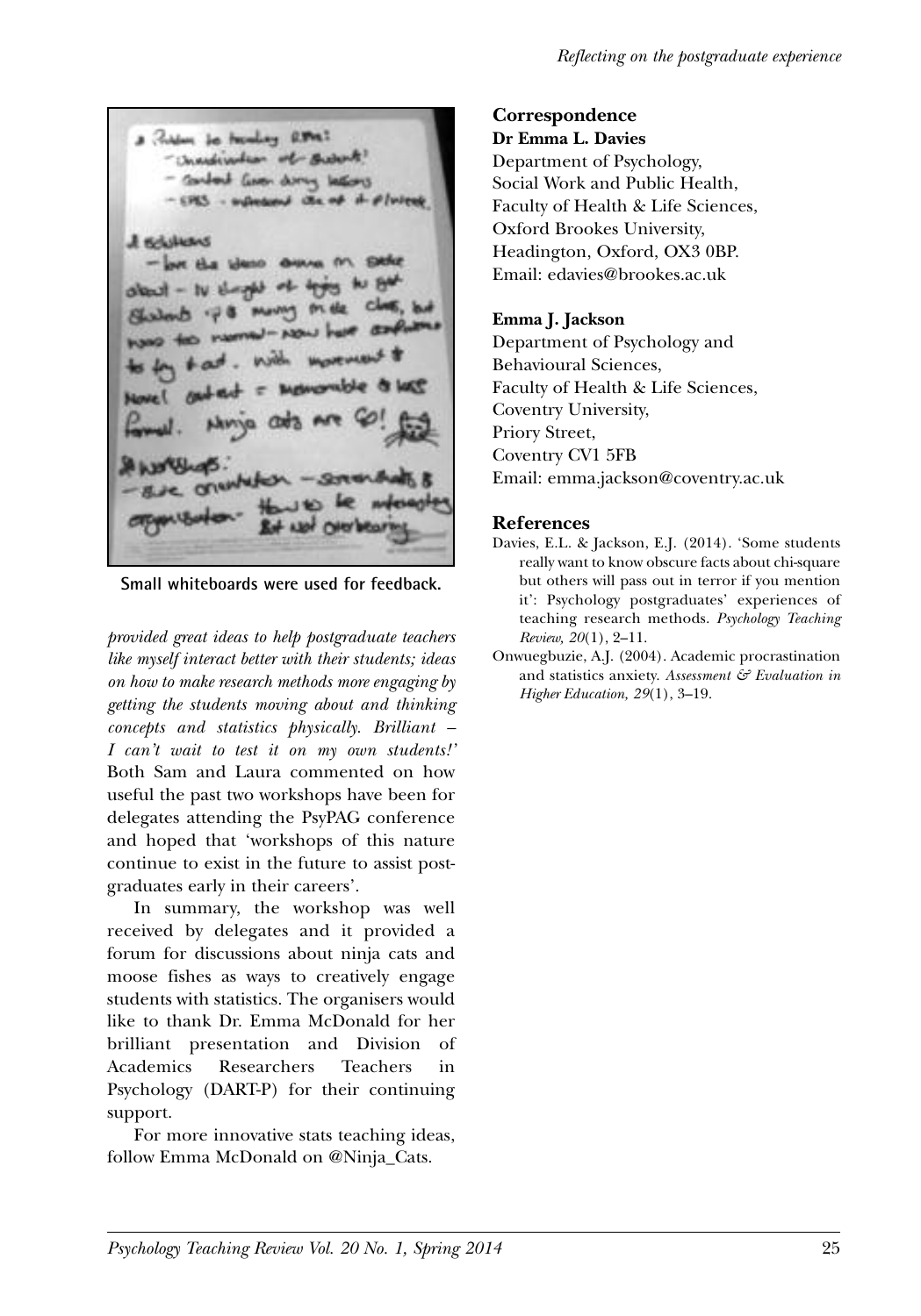Small whiteboards were used for feedback.

*provided great ideas to help postgraduate teachers like myself interact better with their students; ideas on how to make research methods more engaging by getting the students moving about and thinking concepts and statistics physically. Brilliant – I can't wait to test it on my own students!'* Both Sam and Laura commented on how useful the past two workshops have been for delegates attending the PsyPAG conference and hoped that 'workshops of this nature continue to exist in the future to assist postgraduates early in their careers'.

In summary, the workshop was well received by delegates and it provided a forum for discussions about ninja cats and moose fishes as ways to creatively engage students with statistics. The organisers would like to thank Dr. Emma McDonald for her brilliant presentation and Division of Academics Researchers Teachers in Psychology (DART-P) for their continuing support.

For more innovative stats teaching ideas, follow Emma McDonald on @Ninja_Cats.

## Correspondence

**Dr Emma L. Davies**
Department of Psychology,
Social Work and Public Health,
Faculty of Health & Life Sciences,
Oxford Brookes University,
Headington, Oxford, OX3 0BP.
Email: edavies@brookes.ac.uk

**Emma J. Jackson**
Department of Psychology and
Behavioural Sciences,
Faculty of Health & Life Sciences,
Coventry University,
Priory Street,
Coventry CV1 5FB
Email: emma.jackson@coventry.ac.uk

## References

Davies, E.L. & Jackson, E.J. (2014). 'Some students really want to know obscure facts about chi-square but others will pass out in terror if you mention it': Psychology postgraduates' experiences of teaching research methods. *Psychology Teaching Review, 20*(1), 2–11.

Onwuegbuzie, A.J. (2004). Academic procrastination and statistics anxiety. *Assessment & Evaluation in Higher Education, 29*(1), 3–19.